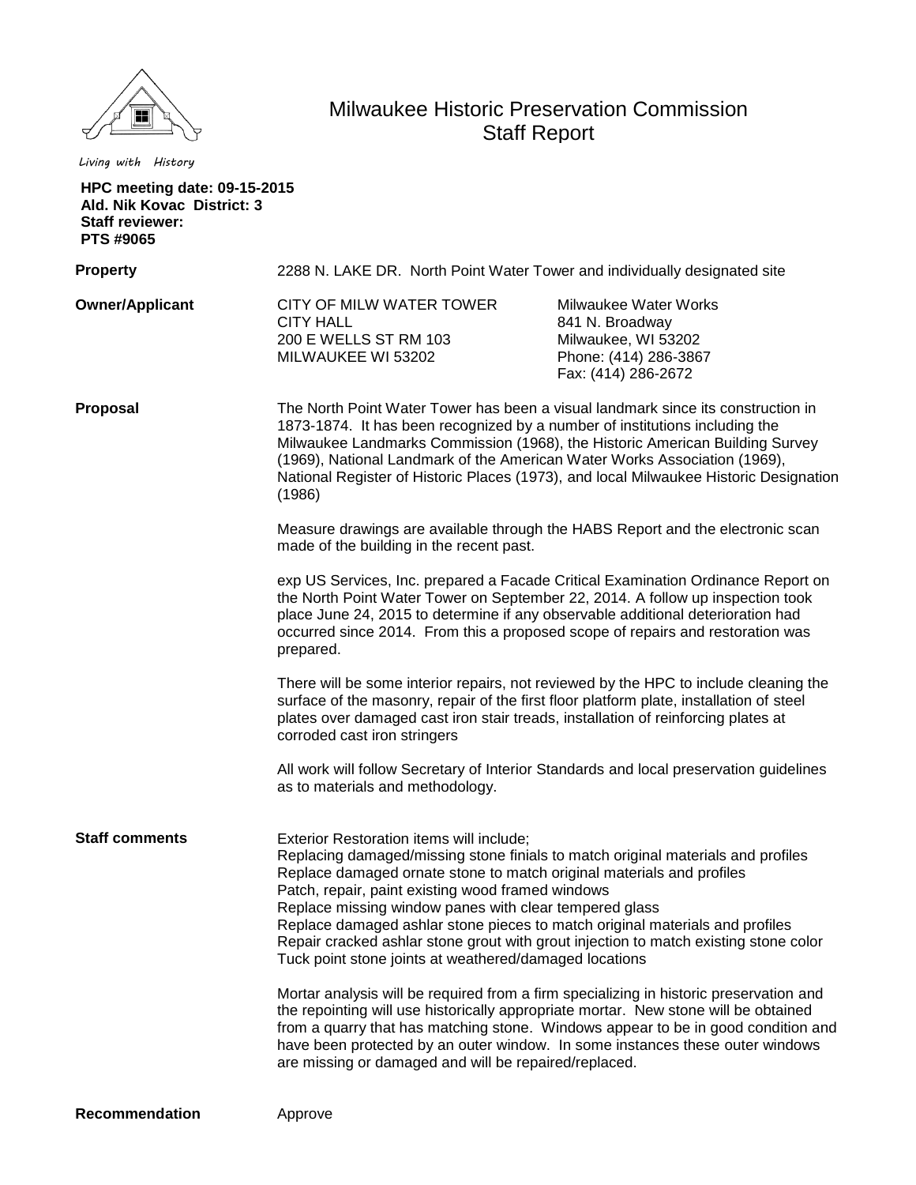Living with History

# Milwaukee Historic Preservation Commission
## Staff Report

**HPC meeting date: 09-15-2015**
**Ald. Nik Kovac District: 3**
**Staff reviewer:**
**PTS #9065**

**Property**

2288 N. LAKE DR. North Point Water Tower and individually designated site

**Owner/Applicant**

CITY OF MILW WATER TOWER
CITY HALL
200 E WELLS ST RM 103
MILWAUKEE WI 53202

Milwaukee Water Works
841 N. Broadway
Milwaukee, WI 53202
Phone: (414) 286-3867
Fax: (414) 286-2672

**Proposal**

The North Point Water Tower has been a visual landmark since its construction in 1873-1874. It has been recognized by a number of institutions including the Milwaukee Landmarks Commission (1968), the Historic American Building Survey (1969), National Landmark of the American Water Works Association (1969), National Register of Historic Places (1973), and local Milwaukee Historic Designation (1986)

Measure drawings are available through the HABS Report and the electronic scan made of the building in the recent past.

exp US Services, Inc. prepared a Facade Critical Examination Ordinance Report on the North Point Water Tower on September 22, 2014. A follow up inspection took place June 24, 2015 to determine if any observable additional deterioration had occurred since 2014. From this a proposed scope of repairs and restoration was prepared.

There will be some interior repairs, not reviewed by the HPC to include cleaning the surface of the masonry, repair of the first floor platform plate, installation of steel plates over damaged cast iron stair treads, installation of reinforcing plates at corroded cast iron stringers

All work will follow Secretary of Interior Standards and local preservation guidelines as to materials and methodology.

**Staff comments**

Exterior Restoration items will include;
Replacing damaged/missing stone finials to match original materials and profiles
Replace damaged ornate stone to match original materials and profiles
Patch, repair, paint existing wood framed windows
Replace missing window panes with clear tempered glass
Replace damaged ashlar stone pieces to match original materials and profiles
Repair cracked ashlar stone grout with grout injection to match existing stone color
Tuck point stone joints at weathered/damaged locations

Mortar analysis will be required from a firm specializing in historic preservation and the repointing will use historically appropriate mortar. New stone will be obtained from a quarry that has matching stone. Windows appear to be in good condition and have been protected by an outer window. In some instances these outer windows are missing or damaged and will be repaired/replaced.

**Recommendation**

Approve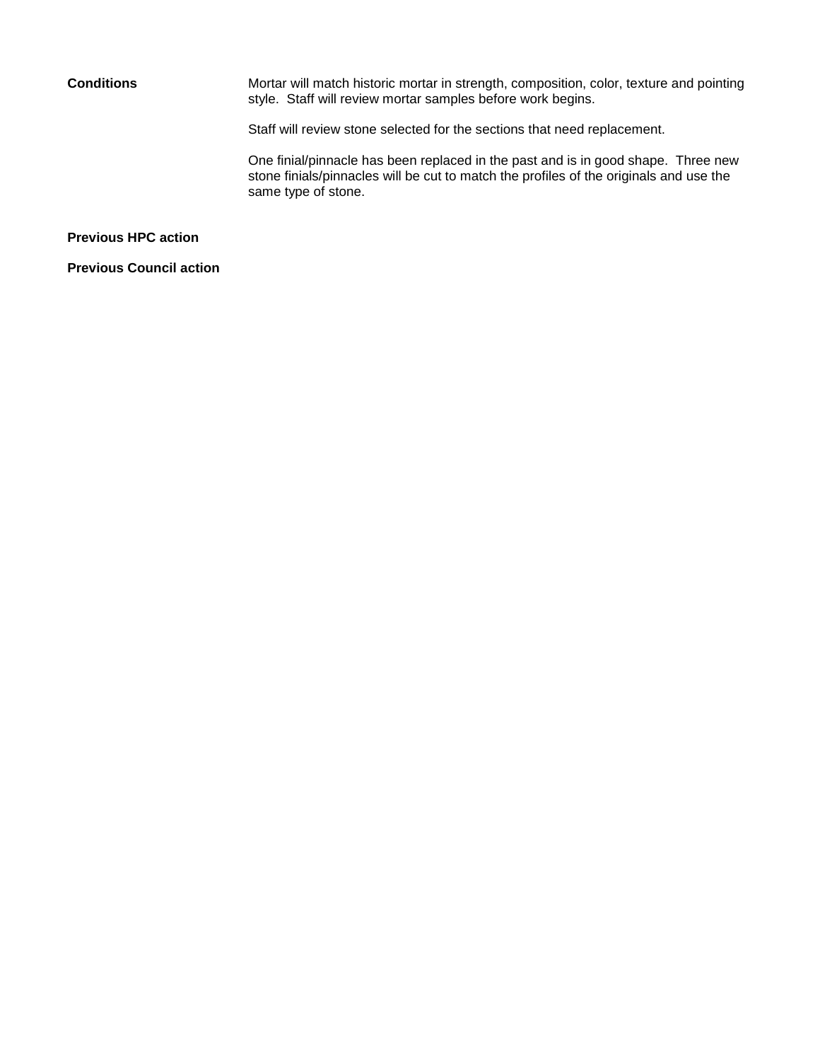**Conditions**

Mortar will match historic mortar in strength, composition, color, texture and pointing style. Staff will review mortar samples before work begins.

Staff will review stone selected for the sections that need replacement.

One finial/pinnacle has been replaced in the past and is in good shape. Three new stone finials/pinnacles will be cut to match the profiles of the originals and use the same type of stone.

**Previous HPC action**

**Previous Council action**